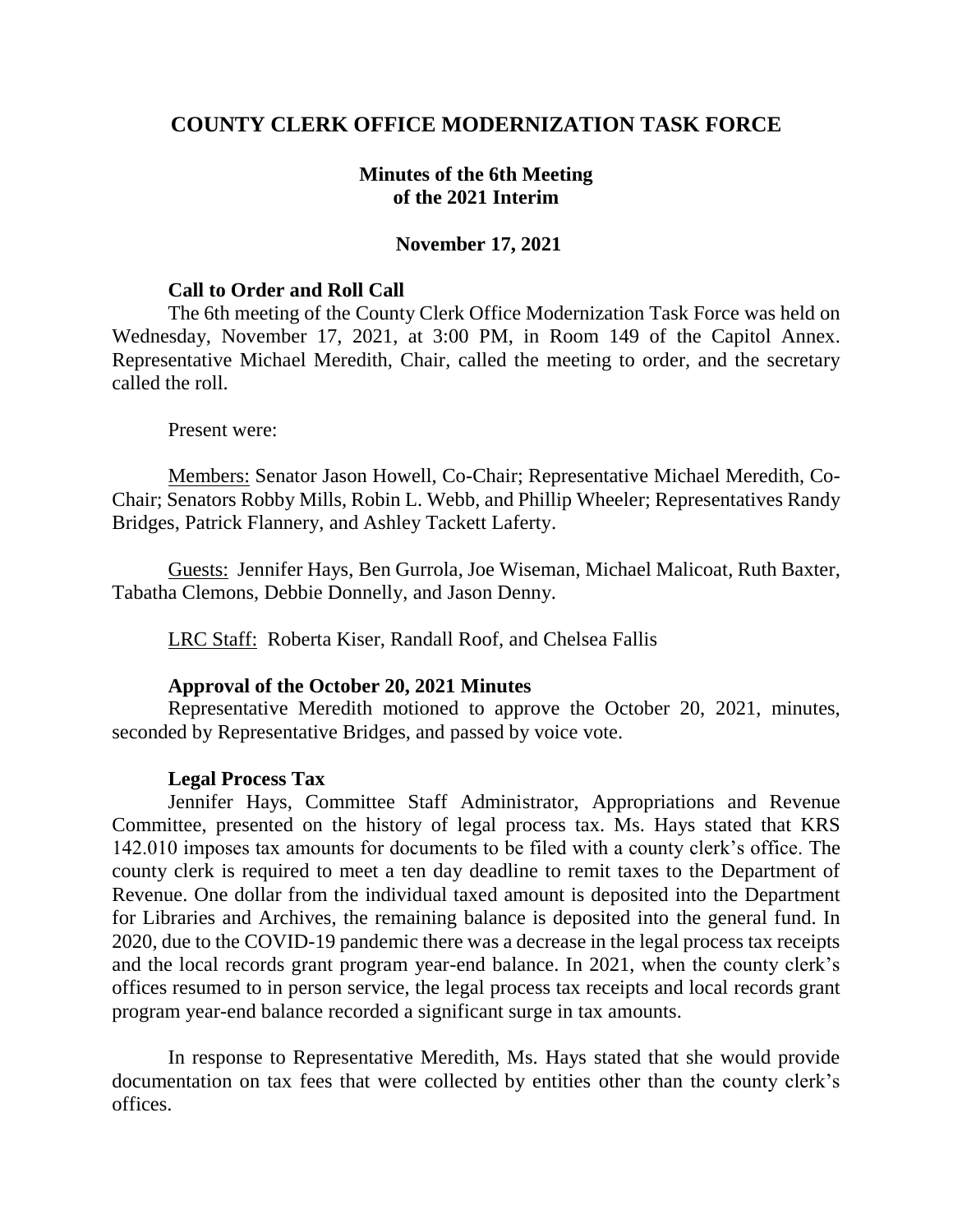# COUNTY CLERK OFFICE MODERNIZATION TASK FORCE

## Minutes of the 6th Meeting of the 2021 Interim

### November 17, 2021

**Call to Order and Roll Call**

The 6th meeting of the County Clerk Office Modernization Task Force was held on Wednesday, November 17, 2021, at 3:00 PM, in Room 149 of the Capitol Annex. Representative Michael Meredith, Chair, called the meeting to order, and the secretary called the roll.

Present were:

Members: Senator Jason Howell, Co-Chair; Representative Michael Meredith, Co-Chair; Senators Robby Mills, Robin L. Webb, and Phillip Wheeler; Representatives Randy Bridges, Patrick Flannery, and Ashley Tackett Laferty.

Guests: Jennifer Hays, Ben Gurrola, Joe Wiseman, Michael Malicoat, Ruth Baxter, Tabatha Clemons, Debbie Donnelly, and Jason Denny.

LRC Staff: Roberta Kiser, Randall Roof, and Chelsea Fallis

**Approval of the October 20, 2021 Minutes**

Representative Meredith motioned to approve the October 20, 2021, minutes, seconded by Representative Bridges, and passed by voice vote.

**Legal Process Tax**

Jennifer Hays, Committee Staff Administrator, Appropriations and Revenue Committee, presented on the history of legal process tax. Ms. Hays stated that KRS 142.010 imposes tax amounts for documents to be filed with a county clerk's office. The county clerk is required to meet a ten day deadline to remit taxes to the Department of Revenue. One dollar from the individual taxed amount is deposited into the Department for Libraries and Archives, the remaining balance is deposited into the general fund. In 2020, due to the COVID-19 pandemic there was a decrease in the legal process tax receipts and the local records grant program year-end balance. In 2021, when the county clerk's offices resumed to in person service, the legal process tax receipts and local records grant program year-end balance recorded a significant surge in tax amounts.

In response to Representative Meredith, Ms. Hays stated that she would provide documentation on tax fees that were collected by entities other than the county clerk's offices.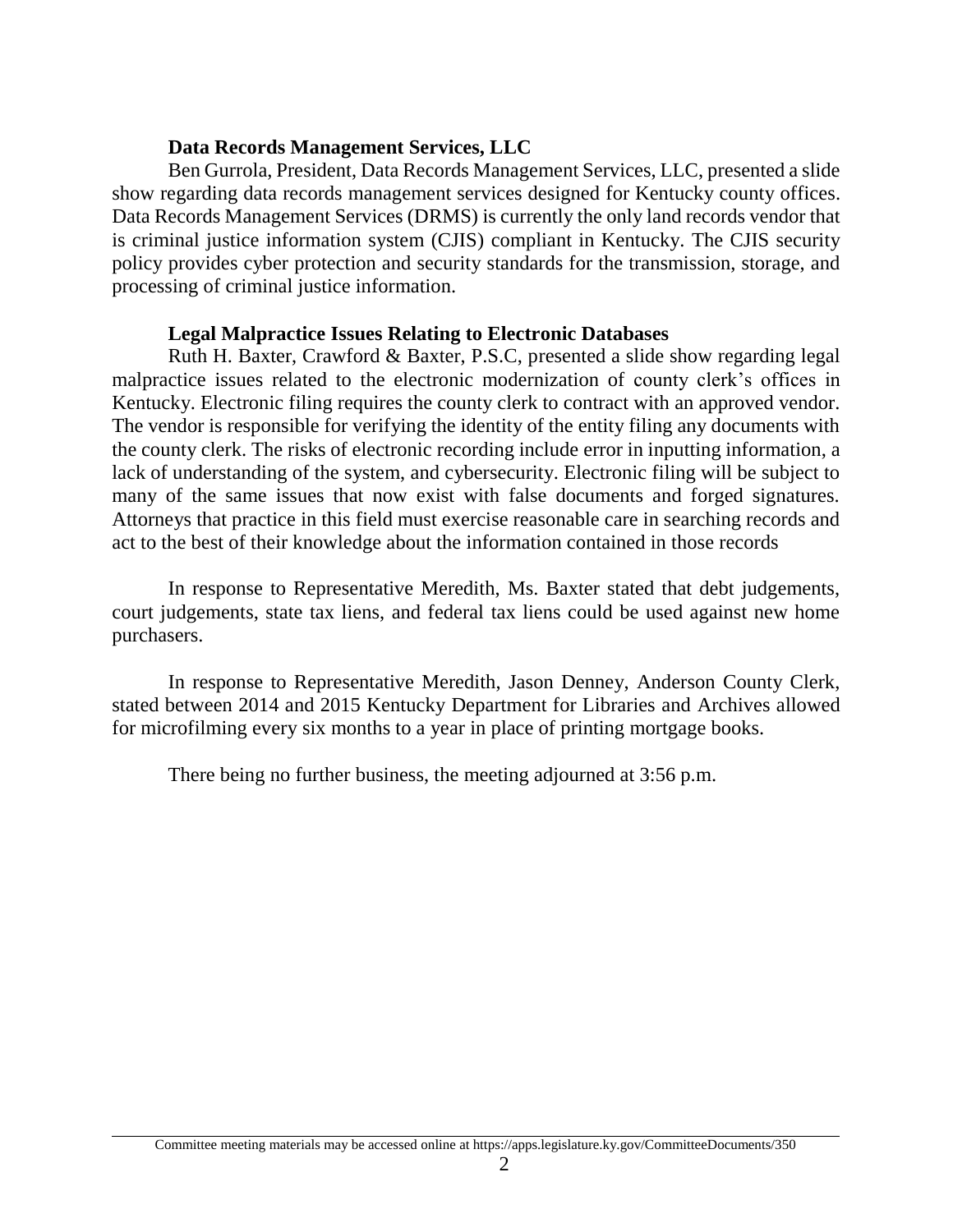**Data Records Management Services, LLC**

Ben Gurrola, President, Data Records Management Services, LLC, presented a slide show regarding data records management services designed for Kentucky county offices. Data Records Management Services (DRMS) is currently the only land records vendor that is criminal justice information system (CJIS) compliant in Kentucky. The CJIS security policy provides cyber protection and security standards for the transmission, storage, and processing of criminal justice information.

**Legal Malpractice Issues Relating to Electronic Databases**

Ruth H. Baxter, Crawford & Baxter, P.S.C, presented a slide show regarding legal malpractice issues related to the electronic modernization of county clerk's offices in Kentucky. Electronic filing requires the county clerk to contract with an approved vendor. The vendor is responsible for verifying the identity of the entity filing any documents with the county clerk. The risks of electronic recording include error in inputting information, a lack of understanding of the system, and cybersecurity. Electronic filing will be subject to many of the same issues that now exist with false documents and forged signatures. Attorneys that practice in this field must exercise reasonable care in searching records and act to the best of their knowledge about the information contained in those records

In response to Representative Meredith, Ms. Baxter stated that debt judgements, court judgements, state tax liens, and federal tax liens could be used against new home purchasers.

In response to Representative Meredith, Jason Denney, Anderson County Clerk, stated between 2014 and 2015 Kentucky Department for Libraries and Archives allowed for microfilming every six months to a year in place of printing mortgage books.

There being no further business, the meeting adjourned at 3:56 p.m.

Committee meeting materials may be accessed online at https://apps.legislature.ky.gov/CommitteeDocuments/350